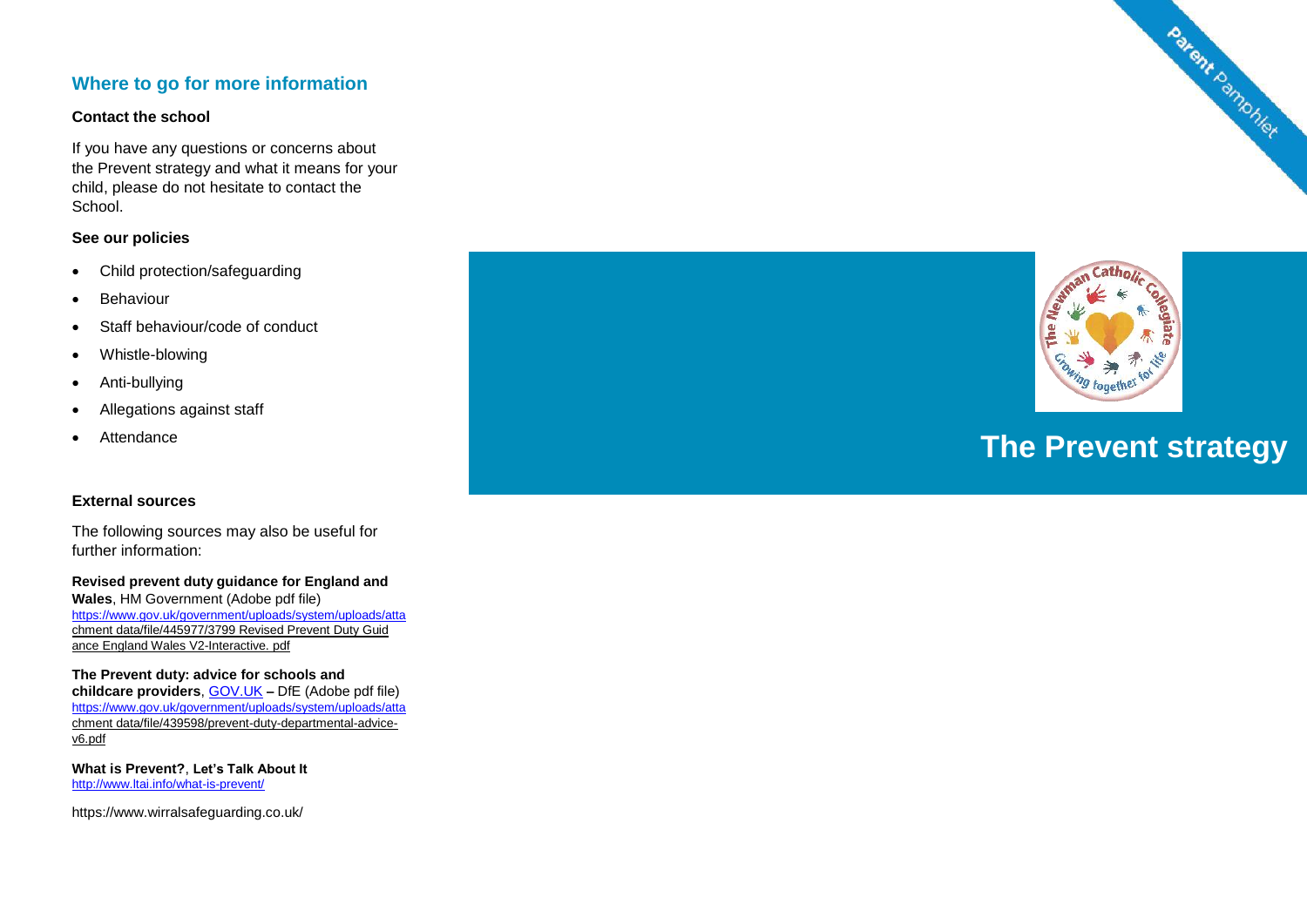## Where to go for more information

**Contact the school**

If you have any questions or concerns about the Prevent strategy and what it means for your child, please do not hesitate to contact the School.

**See our policies**

- Child protection/safeguarding
- Behaviour
- Staff behaviour/code of conduct
- Whistle-blowing
- Anti-bullying
- Allegations against staff
- Attendance

**External sources**

The following sources may also be useful for further information:

**Revised prevent duty guidance for England and Wales**, HM Government (Adobe pdf file)
https://www.gov.uk/government/uploads/system/uploads/attachment data/file/445977/3799 Revised Prevent Duty Guidance England Wales V2-Interactive. pdf

**The Prevent duty: advice for schools and childcare providers**, GOV.UK **–** DfE (Adobe pdf file)
https://www.gov.uk/government/uploads/system/uploads/attachment data/file/439598/prevent-duty-departmental-advice-v6.pdf

**What is Prevent?**, **Let's Talk About It**
http://www.ltai.info/what-is-prevent/

https://www.wirralsafeguarding.co.uk/

Parent Pamphlet

The Newman Catholic Collegiate — Growing together for life

# The Prevent strategy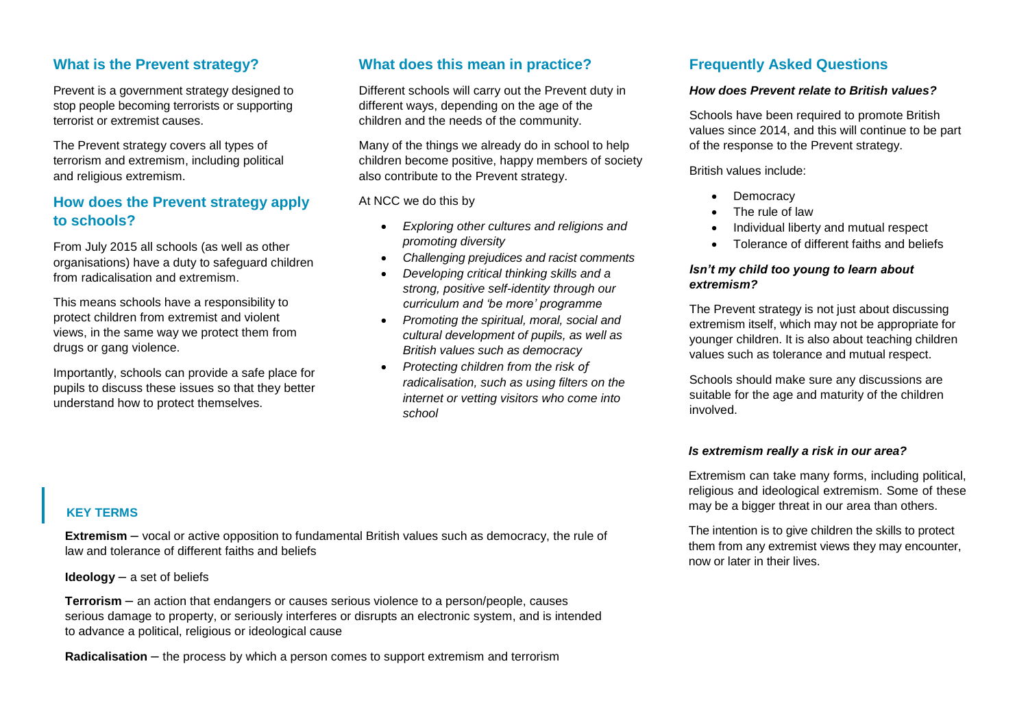## What is the Prevent strategy?

Prevent is a government strategy designed to stop people becoming terrorists or supporting terrorist or extremist causes.

The Prevent strategy covers all types of terrorism and extremism, including political and religious extremism.

## How does the Prevent strategy apply to schools?

From July 2015 all schools (as well as other organisations) have a duty to safeguard children from radicalisation and extremism.

This means schools have a responsibility to protect children from extremist and violent views, in the same way we protect them from drugs or gang violence.

Importantly, schools can provide a safe place for pupils to discuss these issues so that they better understand how to protect themselves.

## What does this mean in practice?

Different schools will carry out the Prevent duty in different ways, depending on the age of the children and the needs of the community.

Many of the things we already do in school to help children become positive, happy members of society also contribute to the Prevent strategy.

At NCC we do this by

- *Exploring other cultures and religions and promoting diversity*
- *Challenging prejudices and racist comments*
- *Developing critical thinking skills and a strong, positive self-identity through our curriculum and 'be more' programme*
- *Promoting the spiritual, moral, social and cultural development of pupils, as well as British values such as democracy*
- *Protecting children from the risk of radicalisation, such as using filters on the internet or vetting visitors who come into school*

### KEY TERMS

**Extremism** – vocal or active opposition to fundamental British values such as democracy, the rule of law and tolerance of different faiths and beliefs

**Ideology** – a set of beliefs

**Terrorism** – an action that endangers or causes serious violence to a person/people, causes serious damage to property, or seriously interferes or disrupts an electronic system, and is intended to advance a political, religious or ideological cause

**Radicalisation** – the process by which a person comes to support extremism and terrorism

## Frequently Asked Questions

***How does Prevent relate to British values?***

Schools have been required to promote British values since 2014, and this will continue to be part of the response to the Prevent strategy.

British values include:

- Democracy
- The rule of law
- Individual liberty and mutual respect
- Tolerance of different faiths and beliefs

***Isn't my child too young to learn about extremism?***

The Prevent strategy is not just about discussing extremism itself, which may not be appropriate for younger children. It is also about teaching children values such as tolerance and mutual respect.

Schools should make sure any discussions are suitable for the age and maturity of the children involved.

***Is extremism really a risk in our area?***

Extremism can take many forms, including political, religious and ideological extremism. Some of these may be a bigger threat in our area than others.

The intention is to give children the skills to protect them from any extremist views they may encounter, now or later in their lives.